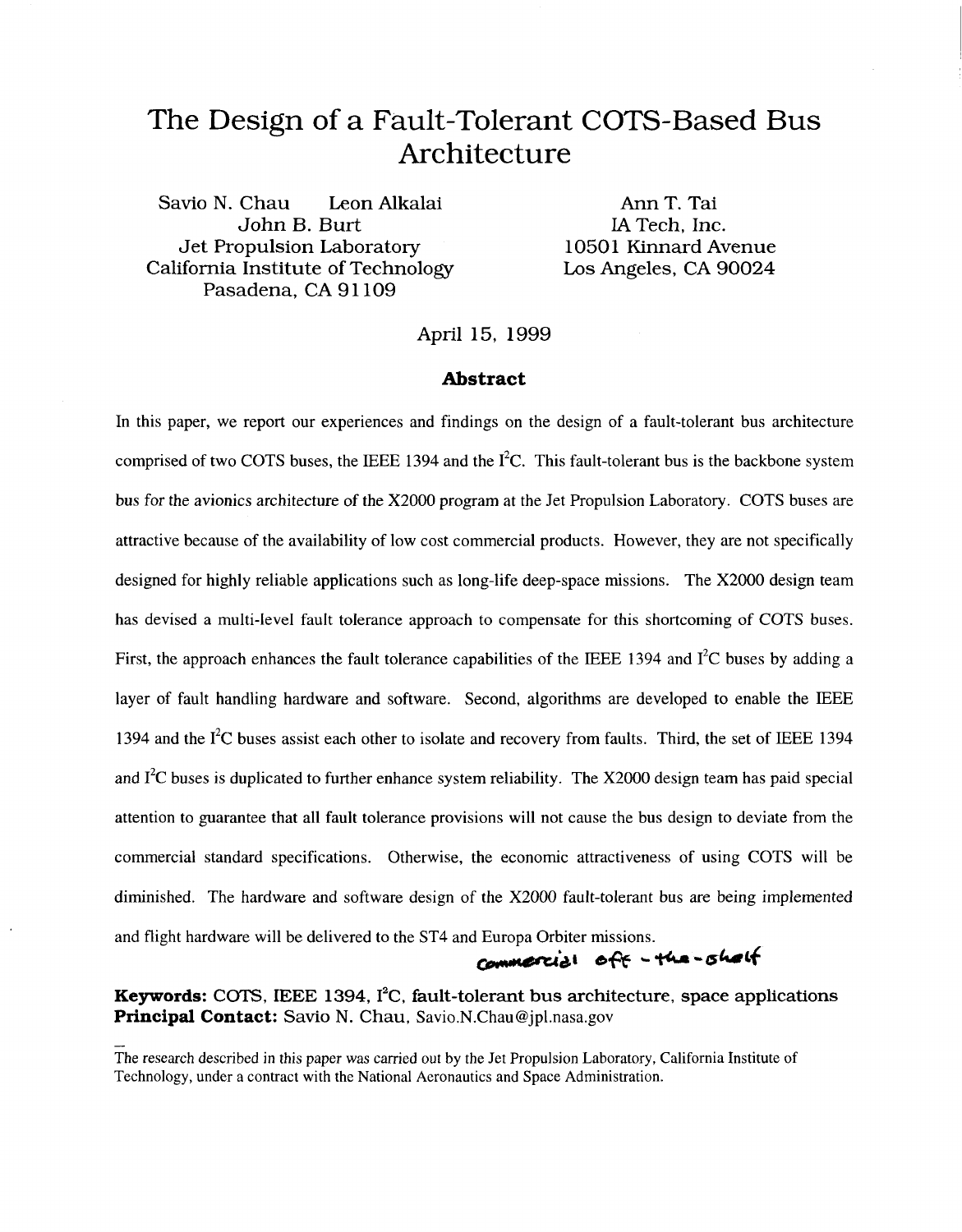# The Design of a Fault-Tolerant COTS-Based Bus Architecture

Savio N. Chau Leon Alkalai
John B. Burt
Jet Propulsion Laboratory
California Institute of Technology
Pasadena, CA 91109

Ann T. Tai
IA Tech, Inc.
10501 Kinnard Avenue
Los Angeles, CA 90024

April 15, 1999

## Abstract

In this paper, we report our experiences and findings on the design of a fault-tolerant bus architecture comprised of two COTS buses, the IEEE 1394 and the $I^2C$. This fault-tolerant bus is the backbone system bus for the avionics architecture of the X2000 program at the Jet Propulsion Laboratory. COTS buses are attractive because of the availability of low cost commercial products. However, they are not specifically designed for highly reliable applications such as long-life deep-space missions. The X2000 design team has devised a multi-level fault tolerance approach to compensate for this shortcoming of COTS buses. First, the approach enhances the fault tolerance capabilities of the IEEE 1394 and $I^2C$ buses by adding a layer of fault handling hardware and software. Second, algorithms are developed to enable the IEEE 1394 and the $I^2C$ buses assist each other to isolate and recovery from faults. Third, the set of IEEE 1394 and $I^2C$ buses is duplicated to further enhance system reliability. The X2000 design team has paid special attention to guarantee that all fault tolerance provisions will not cause the bus design to deviate from the commercial standard specifications. Otherwise, the economic attractiveness of using COTS will be diminished. The hardware and software design of the X2000 fault-tolerant bus are being implemented and flight hardware will be delivered to the ST4 and Europa Orbiter missions.

commercial off-the-shelf

**Keywords:** COTS, IEEE 1394, $I^2C$, fault-tolerant bus architecture, space applications
**Principal Contact:** Savio N. Chau, Savio.N.Chau@jpl.nasa.gov

The research described in this paper was carried out by the Jet Propulsion Laboratory, California Institute of Technology, under a contract with the National Aeronautics and Space Administration.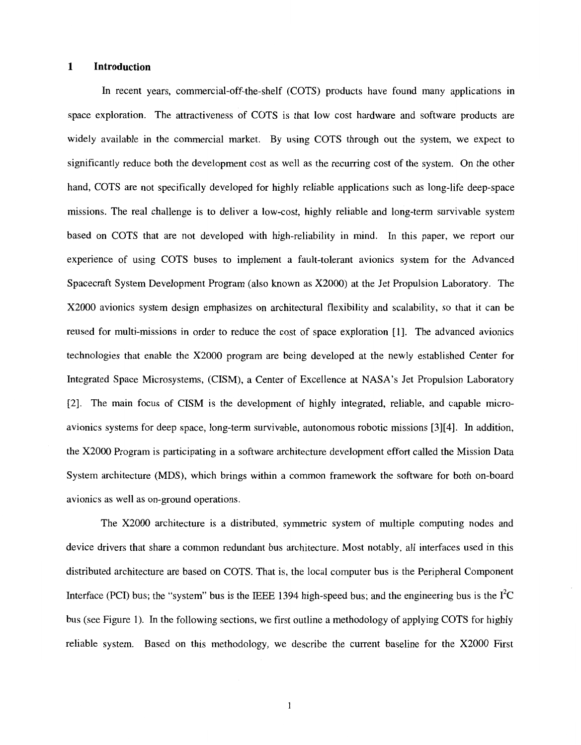## 1 Introduction

In recent years, commercial-off-the-shelf (COTS) products have found many applications in space exploration. The attractiveness of COTS is that low cost hardware and software products are widely available in the commercial market. By using COTS through out the system, we expect to significantly reduce both the development cost as well as the recurring cost of the system. On the other hand, COTS are not specifically developed for highly reliable applications such as long-life deep-space missions. The real challenge is to deliver a low-cost, highly reliable and long-term survivable system based on COTS that are not developed with high-reliability in mind. In this paper, we report our experience of using COTS buses to implement a fault-tolerant avionics system for the Advanced Spacecraft System Development Program (also known as X2000) at the Jet Propulsion Laboratory. The X2000 avionics system design emphasizes on architectural flexibility and scalability, so that it can be reused for multi-missions in order to reduce the cost of space exploration [1]. The advanced avionics technologies that enable the X2000 program are being developed at the newly established Center for Integrated Space Microsystems, (CISM), a Center of Excellence at NASA's Jet Propulsion Laboratory [2]. The main focus of CISM is the development of highly integrated, reliable, and capable micro-avionics systems for deep space, long-term survivable, autonomous robotic missions [3][4]. In addition, the X2000 Program is participating in a software architecture development effort called the Mission Data System architecture (MDS), which brings within a common framework the software for both on-board avionics as well as on-ground operations.

The X2000 architecture is a distributed, symmetric system of multiple computing nodes and device drivers that share a common redundant bus architecture. Most notably, *all* interfaces used in this distributed architecture are based on COTS. That is, the local computer bus is the Peripheral Component Interface (PCI) bus; the "system" bus is the IEEE 1394 high-speed bus; and the engineering bus is the $I^2C$ bus (see Figure 1). In the following sections, we first outline a methodology of applying COTS for highly reliable system. Based on this methodology, we describe the current baseline for the X2000 First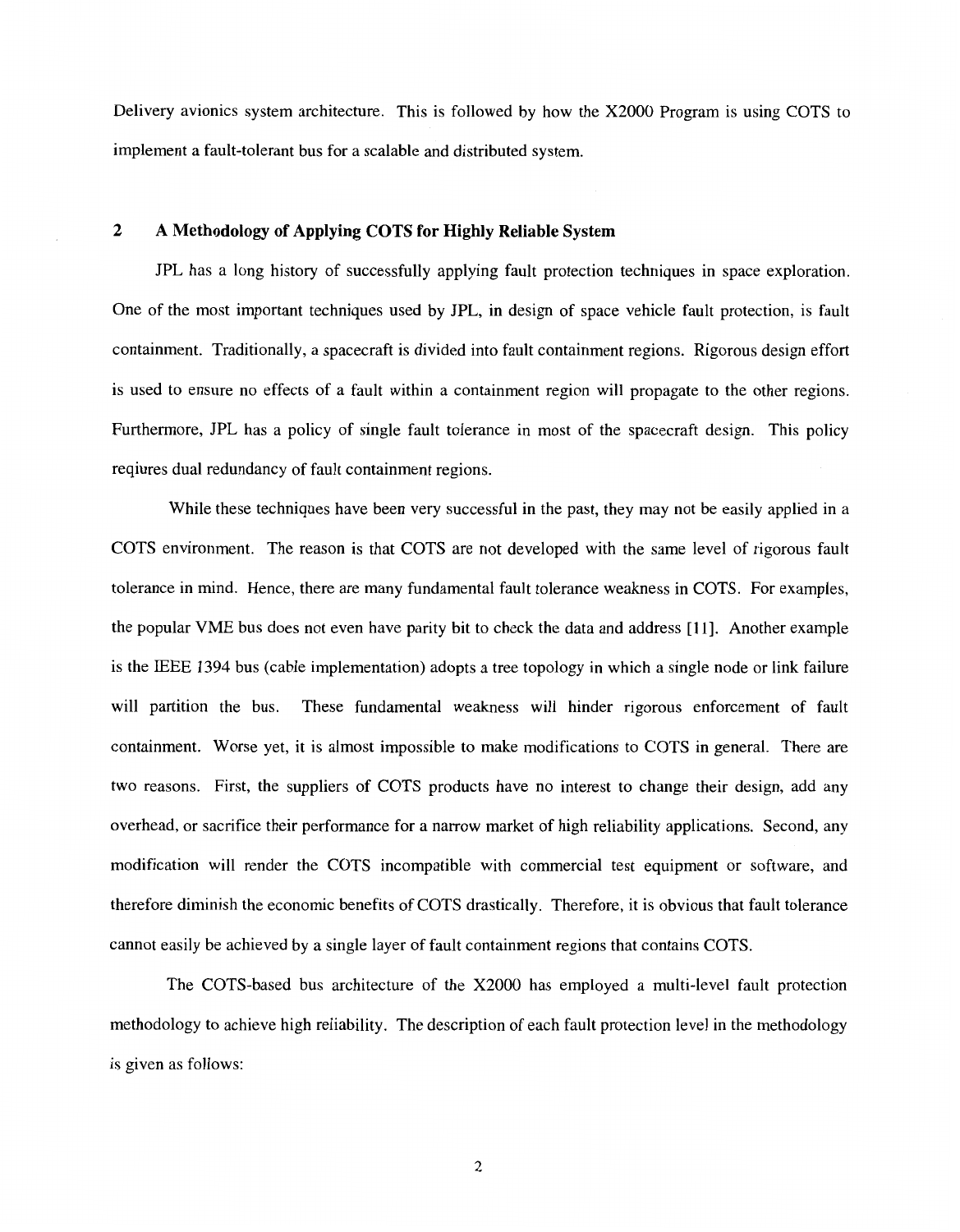Delivery avionics system architecture. This is followed by how the X2000 Program is using COTS to implement a fault-tolerant bus for a scalable and distributed system.

## 2 A Methodology of Applying COTS for Highly Reliable System

JPL has a long history of successfully applying fault protection techniques in space exploration. One of the most important techniques used by JPL, in design of space vehicle fault protection, is fault containment. Traditionally, a spacecraft is divided into fault containment regions. Rigorous design effort is used to ensure no effects of a fault within a containment region will propagate to the other regions. Furthermore, JPL has a policy of single fault tolerance in most of the spacecraft design. This policy reqiures dual redundancy of fault containment regions.

While these techniques have been very successful in the past, they may not be easily applied in a COTS environment. The reason is that COTS are not developed with the same level of rigorous fault tolerance in mind. Hence, there are many fundamental fault tolerance weakness in COTS. For examples, the popular VME bus does not even have parity bit to check the data and address [11]. Another example is the IEEE 1394 bus (cable implementation) adopts a tree topology in which a single node or link failure will partition the bus. These fundamental weakness will hinder rigorous enforcement of fault containment. Worse yet, it is almost impossible to make modifications to COTS in general. There are two reasons. First, the suppliers of COTS products have no interest to change their design, add any overhead, or sacrifice their performance for a narrow market of high reliability applications. Second, any modification will render the COTS incompatible with commercial test equipment or software, and therefore diminish the economic benefits of COTS drastically. Therefore, it is obvious that fault tolerance cannot easily be achieved by a single layer of fault containment regions that contains COTS.

The COTS-based bus architecture of the X2000 has employed a multi-level fault protection methodology to achieve high reliability. The description of each fault protection level in the methodology is given as follows: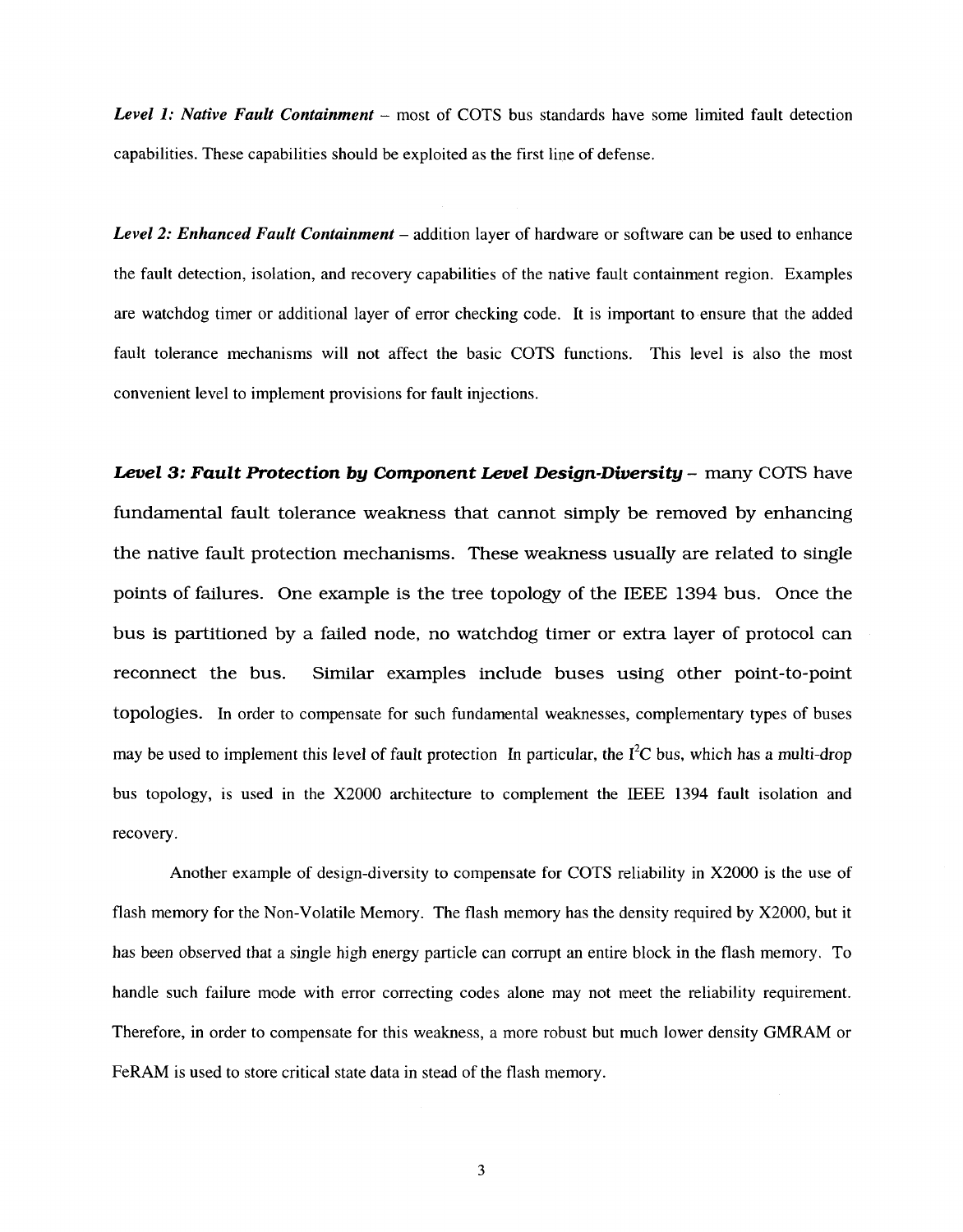***Level 1: Native Fault Containment*** – most of COTS bus standards have some limited fault detection capabilities. These capabilities should be exploited as the first line of defense.

***Level 2: Enhanced Fault Containment*** – addition layer of hardware or software can be used to enhance the fault detection, isolation, and recovery capabilities of the native fault containment region. Examples are watchdog timer or additional layer of error checking code. It is important to ensure that the added fault tolerance mechanisms will not affect the basic COTS functions. This level is also the most convenient level to implement provisions for fault injections.

***Level 3: Fault Protection by Component Level Design-Diversity*** – many COTS have fundamental fault tolerance weakness that cannot simply be removed by enhancing the native fault protection mechanisms. These weakness usually are related to single points of failures. One example is the tree topology of the IEEE 1394 bus. Once the bus is partitioned by a failed node, no watchdog timer or extra layer of protocol can reconnect the bus. Similar examples include buses using other point-to-point topologies. In order to compensate for such fundamental weaknesses, complementary types of buses may be used to implement this level of fault protection In particular, the $I^2C$ bus, which has a multi-drop bus topology, is used in the X2000 architecture to complement the IEEE 1394 fault isolation and recovery.

Another example of design-diversity to compensate for COTS reliability in X2000 is the use of flash memory for the Non-Volatile Memory. The flash memory has the density required by X2000, but it has been observed that a single high energy particle can corrupt an entire block in the flash memory. To handle such failure mode with error correcting codes alone may not meet the reliability requirement. Therefore, in order to compensate for this weakness, a more robust but much lower density GMRAM or FeRAM is used to store critical state data in stead of the flash memory.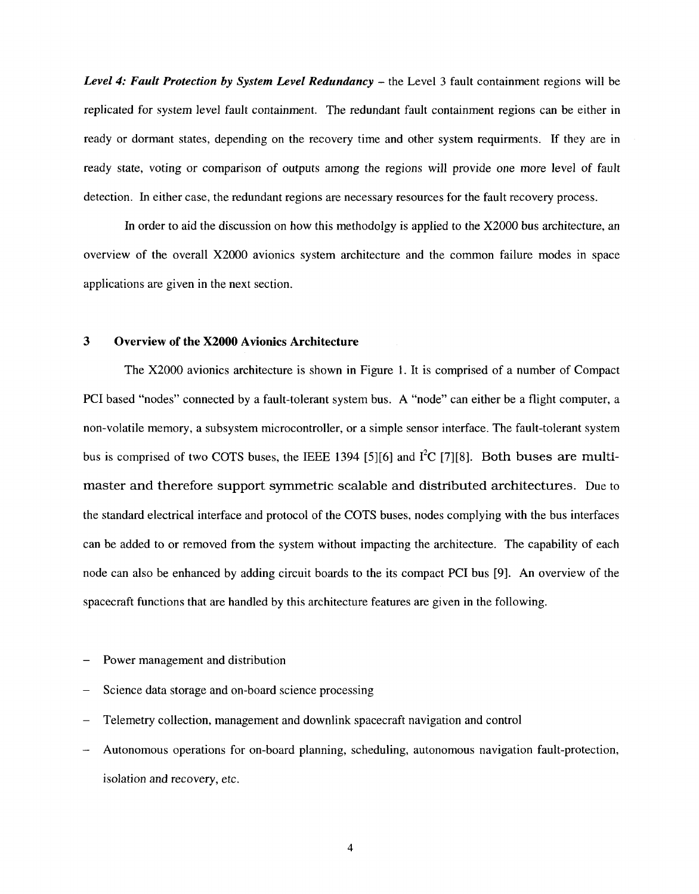***Level 4: Fault Protection by System Level Redundancy*** – the Level 3 fault containment regions will be replicated for system level fault containment. The redundant fault containment regions can be either in ready or dormant states, depending on the recovery time and other system requirments. If they are in ready state, voting or comparison of outputs among the regions will provide one more level of fault detection. In either case, the redundant regions are necessary resources for the fault recovery process.

In order to aid the discussion on how this methodolgy is applied to the X2000 bus architecture, an overview of the overall X2000 avionics system architecture and the common failure modes in space applications are given in the next section.

## 3 Overview of the X2000 Avionics Architecture

The X2000 avionics architecture is shown in Figure 1. It is comprised of a number of Compact PCI based "nodes" connected by a fault-tolerant system bus. A "node" can either be a flight computer, a non-volatile memory, a subsystem microcontroller, or a simple sensor interface. The fault-tolerant system bus is comprised of two COTS buses, the IEEE 1394 [5][6] and $I^2C$ [7][8]. Both buses are multi-master and therefore support symmetric scalable and distributed architectures. Due to the standard electrical interface and protocol of the COTS buses, nodes complying with the bus interfaces can be added to or removed from the system without impacting the architecture. The capability of each node can also be enhanced by adding circuit boards to the its compact PCI bus [9]. An overview of the spacecraft functions that are handled by this architecture features are given in the following.

- Power management and distribution
- Science data storage and on-board science processing
- Telemetry collection, management and downlink spacecraft navigation and control
- Autonomous operations for on-board planning, scheduling, autonomous navigation fault-protection, isolation and recovery, etc.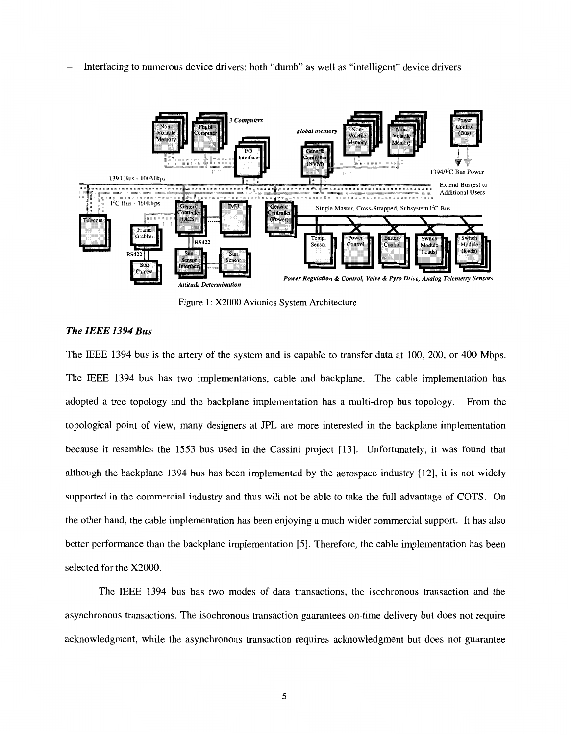– Interfacing to numerous device drivers: both "dumb" as well as "intelligent" device drivers

Figure 1: X2000 Avionics System Architecture

### *The IEEE 1394 Bus*

The IEEE 1394 bus is the artery of the system and is capable to transfer data at 100, 200, or 400 Mbps. The IEEE 1394 bus has two implementations, cable and backplane. The cable implementation has adopted a tree topology and the backplane implementation has a multi-drop bus topology. From the topological point of view, many designers at JPL are more interested in the backplane implementation because it resembles the 1553 bus used in the Cassini project [13]. Unfortunately, it was found that although the backplane 1394 bus has been implemented by the aerospace industry [12], it is not widely supported in the commercial industry and thus will not be able to take the full advantage of COTS. On the other hand, the cable implementation has been enjoying a much wider commercial support. It has also better performance than the backplane implementation [5]. Therefore, the cable implementation has been selected for the X2000.

The IEEE 1394 bus has two modes of data transactions, the isochronous transaction and the asynchronous transactions. The isochronous transaction guarantees on-time delivery but does not require acknowledgment, while the asynchronous transaction requires acknowledgment but does not guarantee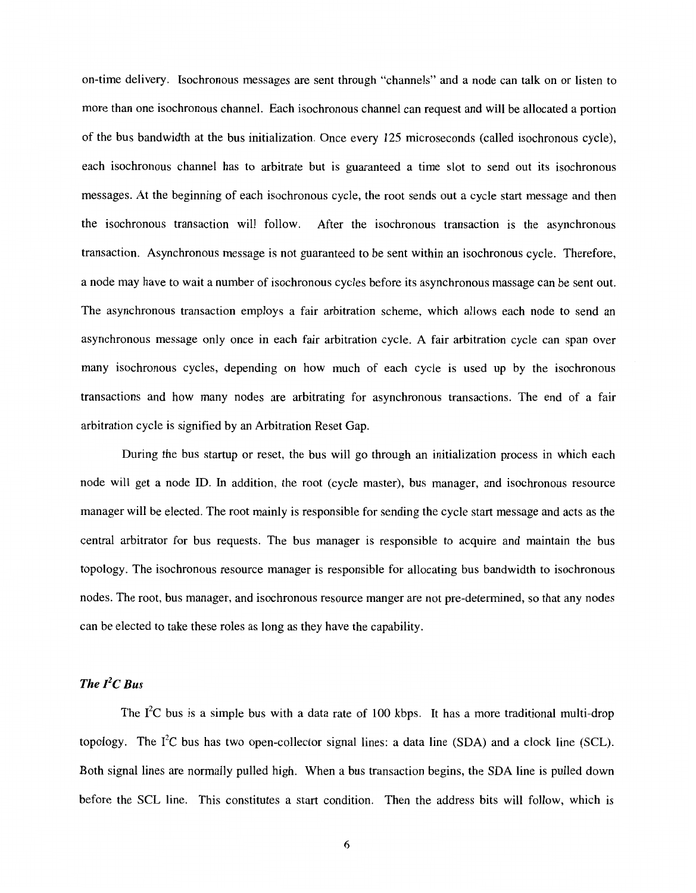on-time delivery. Isochronous messages are sent through "channels" and a node can talk on or listen to more than one isochronous channel. Each isochronous channel can request and will be allocated a portion of the bus bandwidth at the bus initialization. Once every 125 microseconds (called isochronous cycle), each isochronous channel has to arbitrate but is guaranteed a time slot to send out its isochronous messages. At the beginning of each isochronous cycle, the root sends out a cycle start message and then the isochronous transaction will follow. After the isochronous transaction is the asynchronous transaction. Asynchronous message is not guaranteed to be sent within an isochronous cycle. Therefore, a node may have to wait a number of isochronous cycles before its asynchronous massage can be sent out. The asynchronous transaction employs a fair arbitration scheme, which allows each node to send an asynchronous message only once in each fair arbitration cycle. A fair arbitration cycle can span over many isochronous cycles, depending on how much of each cycle is used up by the isochronous transactions and how many nodes are arbitrating for asynchronous transactions. The end of a fair arbitration cycle is signified by an Arbitration Reset Gap.

During the bus startup or reset, the bus will go through an initialization process in which each node will get a node ID. In addition, the root (cycle master), bus manager, and isochronous resource manager will be elected. The root mainly is responsible for sending the cycle start message and acts as the central arbitrator for bus requests. The bus manager is responsible to acquire and maintain the bus topology. The isochronous resource manager is responsible for allocating bus bandwidth to isochronous nodes. The root, bus manager, and isochronous resource manger are not pre-determined, so that any nodes can be elected to take these roles as long as they have the capability.

### *The $I^2C$ Bus*

The $I^2C$ bus is a simple bus with a data rate of 100 kbps. It has a more traditional multi-drop topology. The $I^2C$ bus has two open-collector signal lines: a data line (SDA) and a clock line (SCL). Both signal lines are normally pulled high. When a bus transaction begins, the SDA line is pulled down before the SCL line. This constitutes a start condition. Then the address bits will follow, which is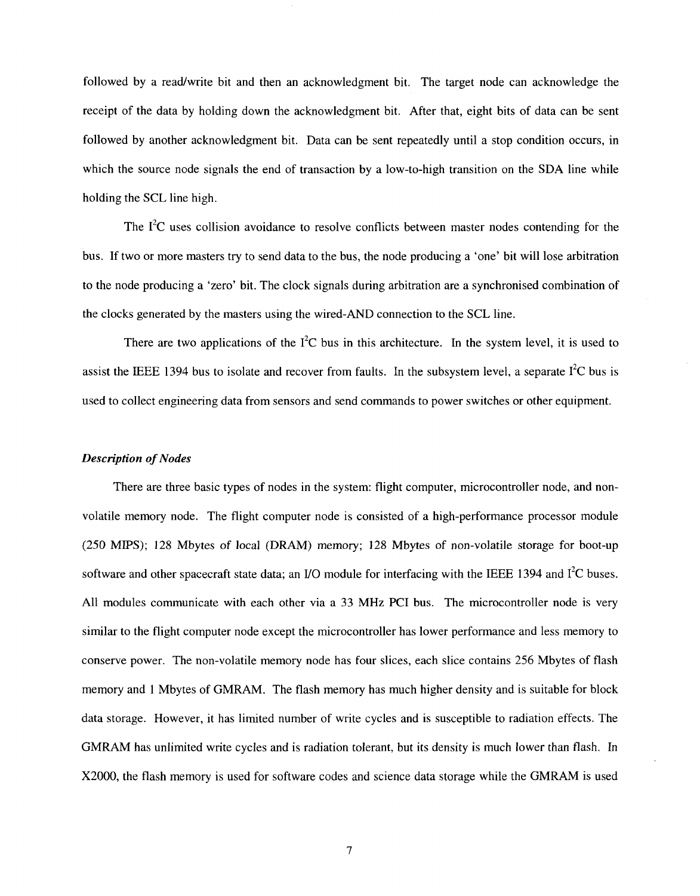followed by a read/write bit and then an acknowledgment bit. The target node can acknowledge the receipt of the data by holding down the acknowledgment bit. After that, eight bits of data can be sent followed by another acknowledgment bit. Data can be sent repeatedly until a stop condition occurs, in which the source node signals the end of transaction by a low-to-high transition on the SDA line while holding the SCL line high.

The $I^2C$ uses collision avoidance to resolve conflicts between master nodes contending for the bus. If two or more masters try to send data to the bus, the node producing a 'one' bit will lose arbitration to the node producing a 'zero' bit. The clock signals during arbitration are a synchronised combination of the clocks generated by the masters using the wired-AND connection to the SCL line.

There are two applications of the $I^2C$ bus in this architecture. In the system level, it is used to assist the IEEE 1394 bus to isolate and recover from faults. In the subsystem level, a separate $I^2C$ bus is used to collect engineering data from sensors and send commands to power switches or other equipment.

***Description of Nodes***

There are three basic types of nodes in the system: flight computer, microcontroller node, and non-volatile memory node. The flight computer node is consisted of a high-performance processor module (250 MIPS); 128 Mbytes of local (DRAM) memory; 128 Mbytes of non-volatile storage for boot-up software and other spacecraft state data; an I/O module for interfacing with the IEEE 1394 and $I^2C$ buses. All modules communicate with each other via a 33 MHz PCI bus. The microcontroller node is very similar to the flight computer node except the microcontroller has lower performance and less memory to conserve power. The non-volatile memory node has four slices, each slice contains 256 Mbytes of flash memory and 1 Mbytes of GMRAM. The flash memory has much higher density and is suitable for block data storage. However, it has limited number of write cycles and is susceptible to radiation effects. The GMRAM has unlimited write cycles and is radiation tolerant, but its density is much lower than flash. In X2000, the flash memory is used for software codes and science data storage while the GMRAM is used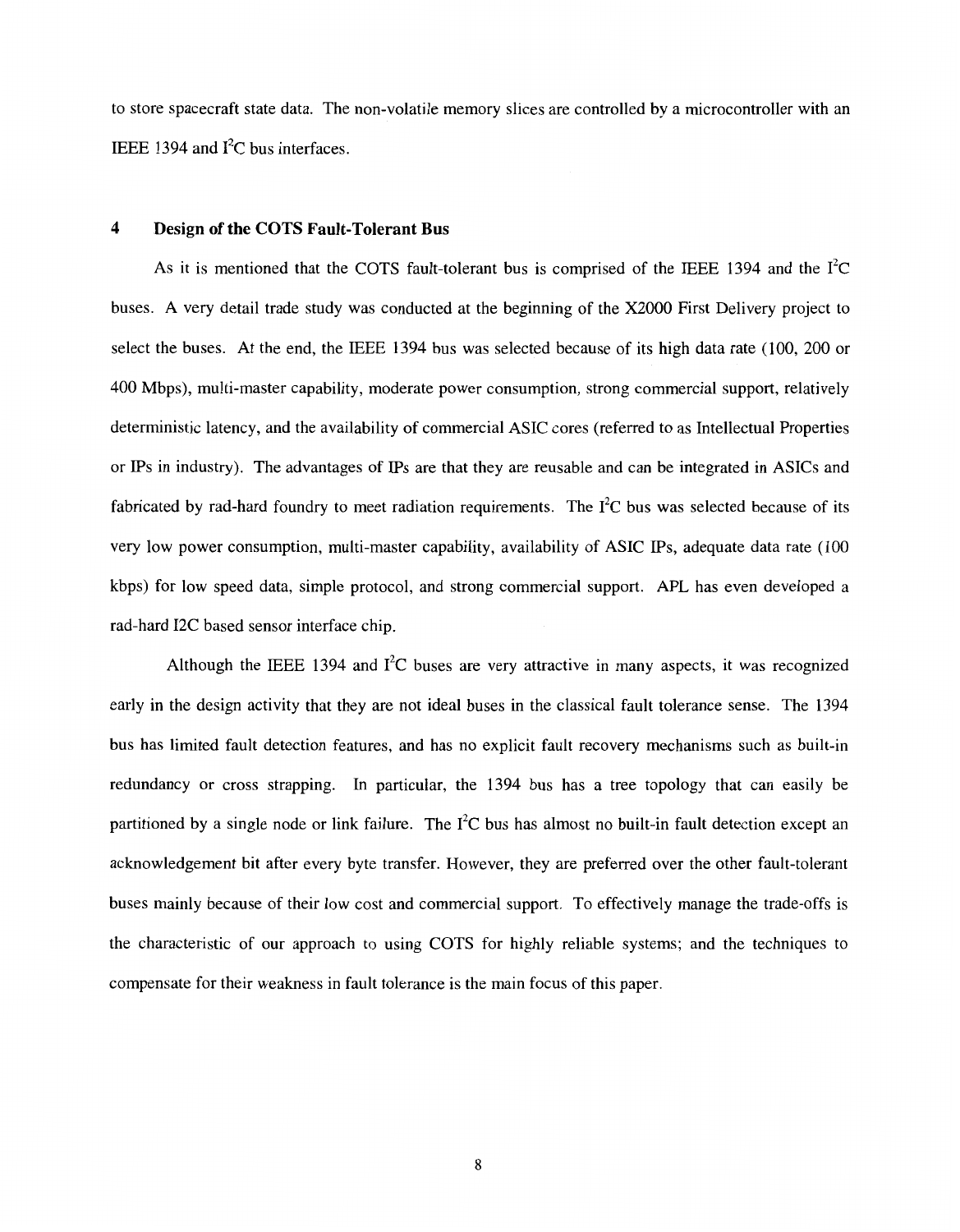to store spacecraft state data. The non-volatile memory slices are controlled by a microcontroller with an IEEE 1394 and $I^2C$ bus interfaces.

## 4 Design of the COTS Fault-Tolerant Bus

As it is mentioned that the COTS fault-tolerant bus is comprised of the IEEE 1394 and the $I^2C$ buses. A very detail trade study was conducted at the beginning of the X2000 First Delivery project to select the buses. At the end, the IEEE 1394 bus was selected because of its high data rate (100, 200 or 400 Mbps), multi-master capability, moderate power consumption, strong commercial support, relatively deterministic latency, and the availability of commercial ASIC cores (referred to as Intellectual Properties or IPs in industry). The advantages of IPs are that they are reusable and can be integrated in ASICs and fabricated by rad-hard foundry to meet radiation requirements. The $I^2C$ bus was selected because of its very low power consumption, multi-master capability, availability of ASIC IPs, adequate data rate (100 kbps) for low speed data, simple protocol, and strong commercial support. APL has even developed a rad-hard I2C based sensor interface chip.

Although the IEEE 1394 and $I^2C$ buses are very attractive in many aspects, it was recognized early in the design activity that they are not ideal buses in the classical fault tolerance sense. The 1394 bus has limited fault detection features, and has no explicit fault recovery mechanisms such as built-in redundancy or cross strapping. In particular, the 1394 bus has a tree topology that can easily be partitioned by a single node or link failure. The $I^2C$ bus has almost no built-in fault detection except an acknowledgement bit after every byte transfer. However, they are preferred over the other fault-tolerant buses mainly because of their low cost and commercial support. To effectively manage the trade-offs is the characteristic of our approach to using COTS for highly reliable systems; and the techniques to compensate for their weakness in fault tolerance is the main focus of this paper.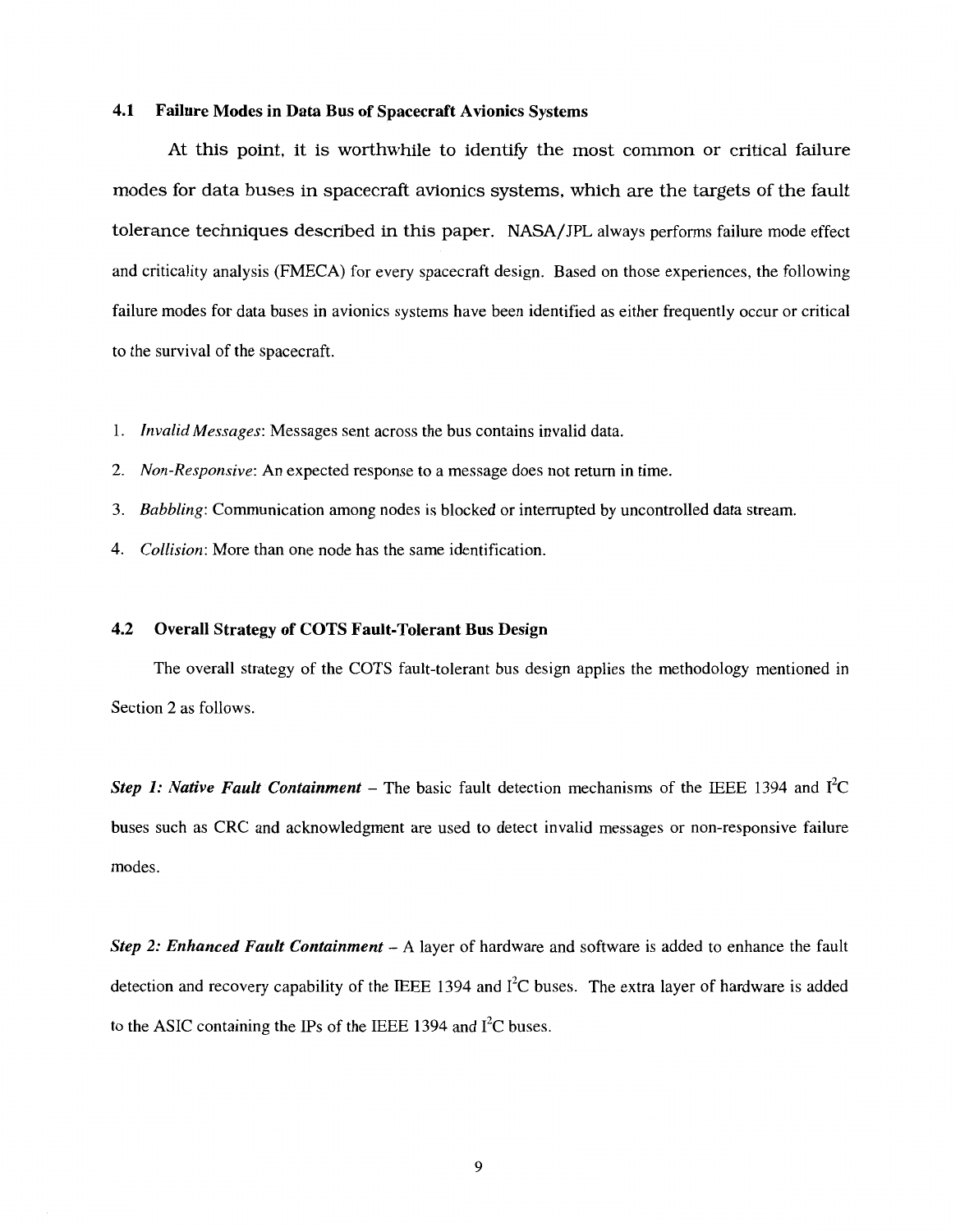### 4.1 Failure Modes in Data Bus of Spacecraft Avionics Systems

At this point, it is worthwhile to identify the most common or critical failure modes for data buses in spacecraft avionics systems, which are the targets of the fault tolerance techniques described in this paper. NASA/JPL always performs failure mode effect and criticality analysis (FMECA) for every spacecraft design. Based on those experiences, the following failure modes for data buses in avionics systems have been identified as either frequently occur or critical to the survival of the spacecraft.

1. *Invalid Messages*: Messages sent across the bus contains invalid data.
2. *Non-Responsive*: An expected response to a message does not return in time.
3. *Babbling*: Communication among nodes is blocked or interrupted by uncontrolled data stream.
4. *Collision*: More than one node has the same identification.

### 4.2 Overall Strategy of COTS Fault-Tolerant Bus Design

The overall strategy of the COTS fault-tolerant bus design applies the methodology mentioned in Section 2 as follows.

***Step 1: Native Fault Containment*** – The basic fault detection mechanisms of the IEEE 1394 and $I^2C$ buses such as CRC and acknowledgment are used to detect invalid messages or non-responsive failure modes.

***Step 2: Enhanced Fault Containment*** – A layer of hardware and software is added to enhance the fault detection and recovery capability of the IEEE 1394 and $I^2C$ buses. The extra layer of hardware is added to the ASIC containing the IPs of the IEEE 1394 and $I^2C$ buses.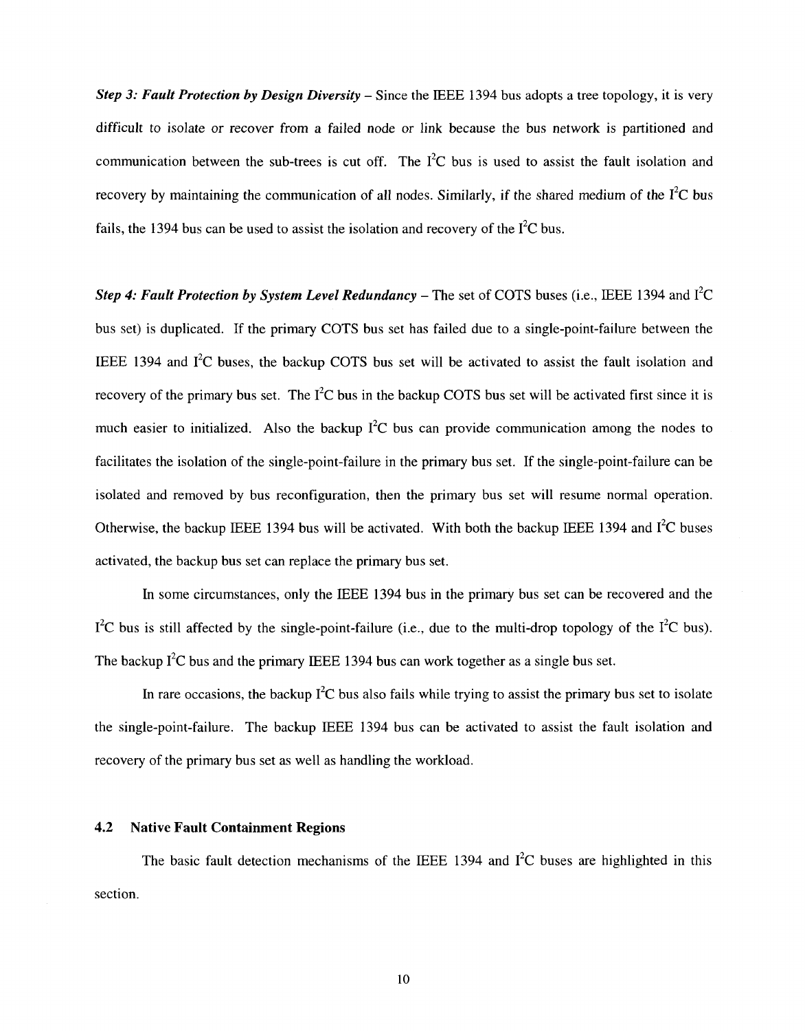*Step 3: Fault Protection by Design Diversity* – Since the IEEE 1394 bus adopts a tree topology, it is very difficult to isolate or recover from a failed node or link because the bus network is partitioned and communication between the sub-trees is cut off. The $I^2C$ bus is used to assist the fault isolation and recovery by maintaining the communication of all nodes. Similarly, if the shared medium of the $I^2C$ bus fails, the 1394 bus can be used to assist the isolation and recovery of the $I^2C$ bus.

*Step 4: Fault Protection by System Level Redundancy* – The set of COTS buses (i.e., IEEE 1394 and $I^2C$ bus set) is duplicated. If the primary COTS bus set has failed due to a single-point-failure between the IEEE 1394 and $I^2C$ buses, the backup COTS bus set will be activated to assist the fault isolation and recovery of the primary bus set. The $I^2C$ bus in the backup COTS bus set will be activated first since it is much easier to initialized. Also the backup $I^2C$ bus can provide communication among the nodes to facilitates the isolation of the single-point-failure in the primary bus set. If the single-point-failure can be isolated and removed by bus reconfiguration, then the primary bus set will resume normal operation. Otherwise, the backup IEEE 1394 bus will be activated. With both the backup IEEE 1394 and $I^2C$ buses activated, the backup bus set can replace the primary bus set.

In some circumstances, only the IEEE 1394 bus in the primary bus set can be recovered and the $I^2C$ bus is still affected by the single-point-failure (i.e., due to the multi-drop topology of the $I^2C$ bus). The backup $I^2C$ bus and the primary IEEE 1394 bus can work together as a single bus set.

In rare occasions, the backup $I^2C$ bus also fails while trying to assist the primary bus set to isolate the single-point-failure. The backup IEEE 1394 bus can be activated to assist the fault isolation and recovery of the primary bus set as well as handling the workload.

## 4.2 Native Fault Containment Regions

The basic fault detection mechanisms of the IEEE 1394 and $I^2C$ buses are highlighted in this section.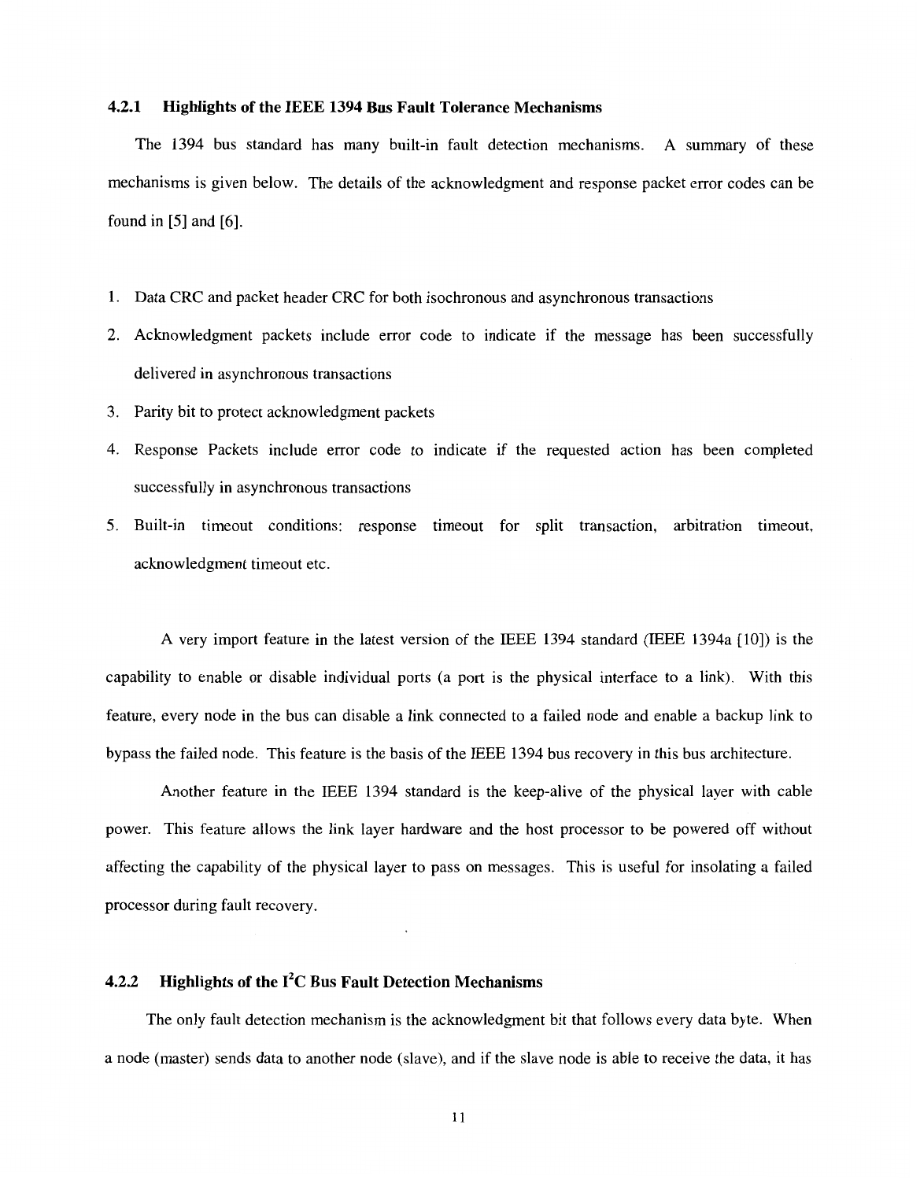### 4.2.1 Highlights of the IEEE 1394 Bus Fault Tolerance Mechanisms

The 1394 bus standard has many built-in fault detection mechanisms. A summary of these mechanisms is given below. The details of the acknowledgment and response packet error codes can be found in [5] and [6].

1. Data CRC and packet header CRC for both isochronous and asynchronous transactions
2. Acknowledgment packets include error code to indicate if the message has been successfully delivered in asynchronous transactions
3. Parity bit to protect acknowledgment packets
4. Response Packets include error code to indicate if the requested action has been completed successfully in asynchronous transactions
5. Built-in timeout conditions: response timeout for split transaction, arbitration timeout, acknowledgment timeout etc.

A very import feature in the latest version of the IEEE 1394 standard (IEEE 1394a [10]) is the capability to enable or disable individual ports (a port is the physical interface to a link). With this feature, every node in the bus can disable a link connected to a failed node and enable a backup link to bypass the failed node. This feature is the basis of the IEEE 1394 bus recovery in this bus architecture.

Another feature in the IEEE 1394 standard is the keep-alive of the physical layer with cable power. This feature allows the link layer hardware and the host processor to be powered off without affecting the capability of the physical layer to pass on messages. This is useful for insolating a failed processor during fault recovery.

### 4.2.2 Highlights of the I$^2$C Bus Fault Detection Mechanisms

The only fault detection mechanism is the acknowledgment bit that follows every data byte. When a node (master) sends data to another node (slave), and if the slave node is able to receive the data, it has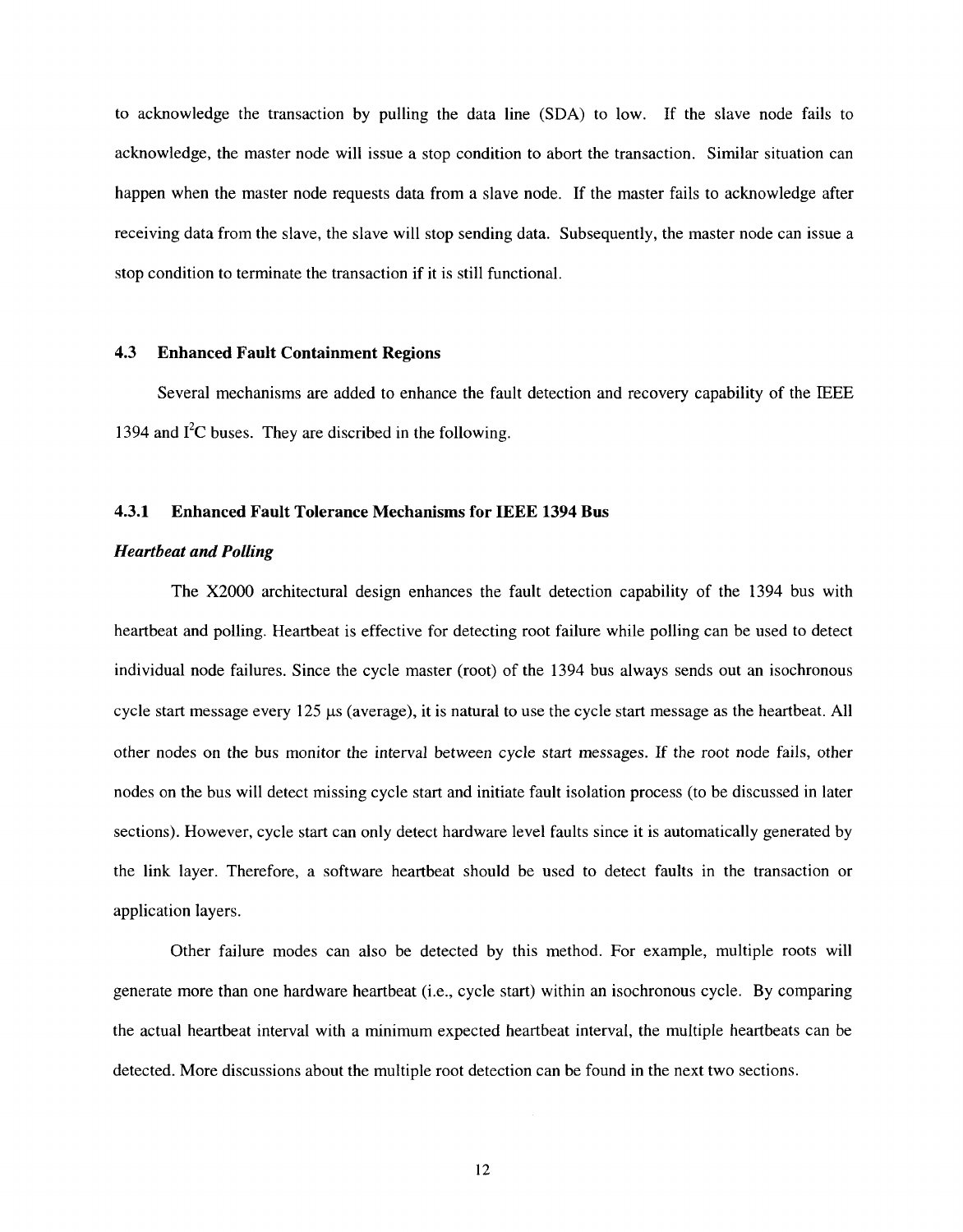to acknowledge the transaction by pulling the data line (SDA) to low. If the slave node fails to acknowledge, the master node will issue a stop condition to abort the transaction. Similar situation can happen when the master node requests data from a slave node. If the master fails to acknowledge after receiving data from the slave, the slave will stop sending data. Subsequently, the master node can issue a stop condition to terminate the transaction if it is still functional.

### 4.3 Enhanced Fault Containment Regions

Several mechanisms are added to enhance the fault detection and recovery capability of the IEEE 1394 and $I^2C$ buses. They are discribed in the following.

#### 4.3.1 Enhanced Fault Tolerance Mechanisms for IEEE 1394 Bus

***Heartbeat and Polling***

The X2000 architectural design enhances the fault detection capability of the 1394 bus with heartbeat and polling. Heartbeat is effective for detecting root failure while polling can be used to detect individual node failures. Since the cycle master (root) of the 1394 bus always sends out an isochronous cycle start message every 125 $\mu$s (average), it is natural to use the cycle start message as the heartbeat. All other nodes on the bus monitor the interval between cycle start messages. If the root node fails, other nodes on the bus will detect missing cycle start and initiate fault isolation process (to be discussed in later sections). However, cycle start can only detect hardware level faults since it is automatically generated by the link layer. Therefore, a software heartbeat should be used to detect faults in the transaction or application layers.

Other failure modes can also be detected by this method. For example, multiple roots will generate more than one hardware heartbeat (i.e., cycle start) within an isochronous cycle. By comparing the actual heartbeat interval with a minimum expected heartbeat interval, the multiple heartbeats can be detected. More discussions about the multiple root detection can be found in the next two sections.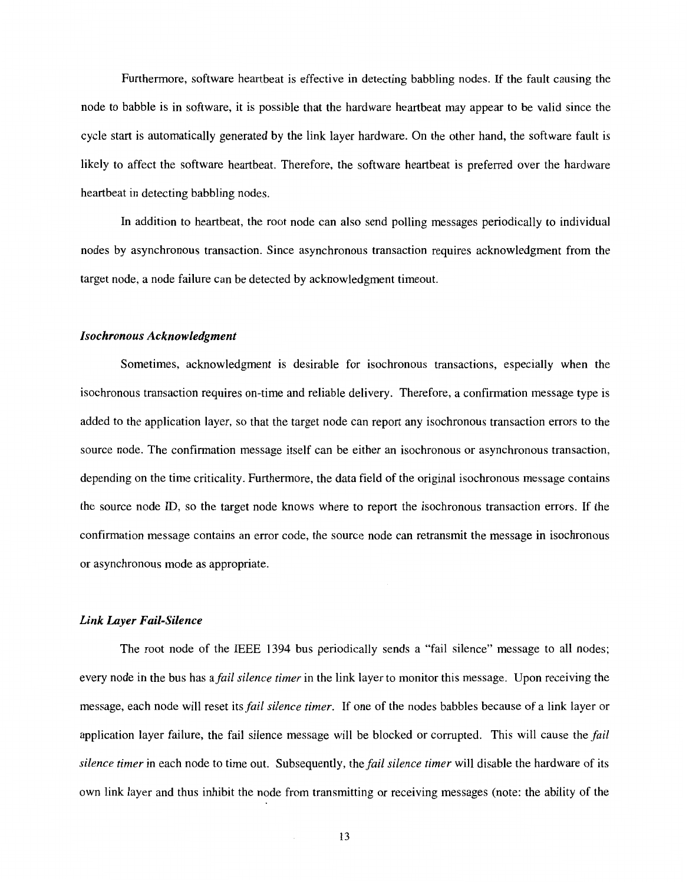Furthermore, software heartbeat is effective in detecting babbling nodes. If the fault causing the node to babble is in software, it is possible that the hardware heartbeat may appear to be valid since the cycle start is automatically generated by the link layer hardware. On the other hand, the software fault is likely to affect the software heartbeat. Therefore, the software heartbeat is preferred over the hardware heartbeat in detecting babbling nodes.

In addition to heartbeat, the root node can also send polling messages periodically to individual nodes by asynchronous transaction. Since asynchronous transaction requires acknowledgment from the target node, a node failure can be detected by acknowledgment timeout.

### *Isochronous Acknowledgment*

Sometimes, acknowledgment is desirable for isochronous transactions, especially when the isochronous transaction requires on-time and reliable delivery. Therefore, a confirmation message type is added to the application layer, so that the target node can report any isochronous transaction errors to the source node. The confirmation message itself can be either an isochronous or asynchronous transaction, depending on the time criticality. Furthermore, the data field of the original isochronous message contains the source node ID, so the target node knows where to report the isochronous transaction errors. If the confirmation message contains an error code, the source node can retransmit the message in isochronous or asynchronous mode as appropriate.

### *Link Layer Fail-Silence*

The root node of the IEEE 1394 bus periodically sends a "fail silence" message to all nodes; every node in the bus has a *fail silence timer* in the link layer to monitor this message. Upon receiving the message, each node will reset its *fail silence timer*. If one of the nodes babbles because of a link layer or application layer failure, the fail silence message will be blocked or corrupted. This will cause the *fail silence timer* in each node to time out. Subsequently, the *fail silence timer* will disable the hardware of its own link layer and thus inhibit the node from transmitting or receiving messages (note: the ability of the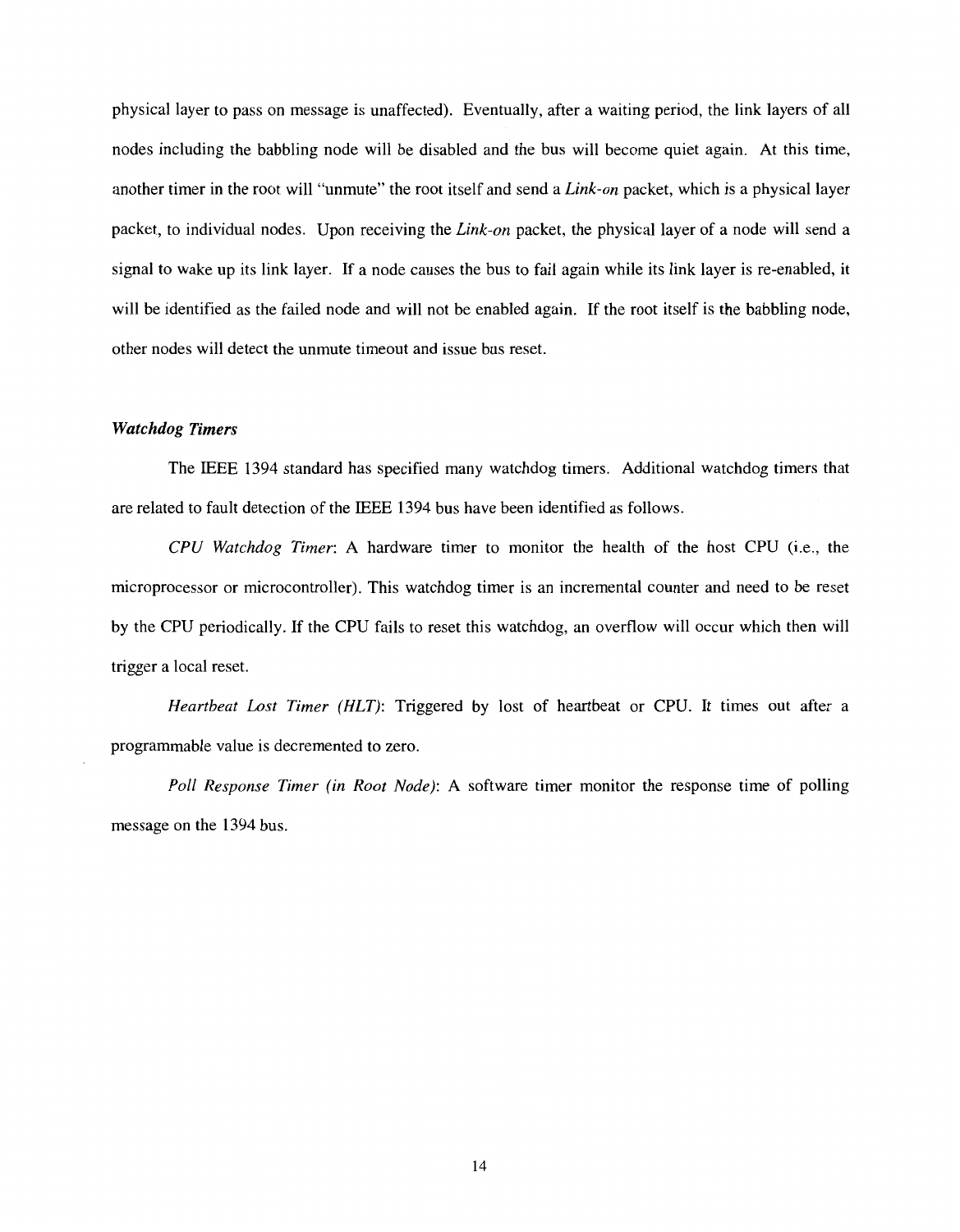physical layer to pass on message is unaffected). Eventually, after a waiting period, the link layers of all nodes including the babbling node will be disabled and the bus will become quiet again. At this time, another timer in the root will "unmute" the root itself and send a *Link-on* packet, which is a physical layer packet, to individual nodes. Upon receiving the *Link-on* packet, the physical layer of a node will send a signal to wake up its link layer. If a node causes the bus to fail again while its link layer is re-enabled, it will be identified as the failed node and will not be enabled again. If the root itself is the babbling node, other nodes will detect the unmute timeout and issue bus reset.

### *Watchdog Timers*

The IEEE 1394 standard has specified many watchdog timers. Additional watchdog timers that are related to fault detection of the IEEE 1394 bus have been identified as follows.

*CPU Watchdog Timer*: A hardware timer to monitor the health of the host CPU (i.e., the microprocessor or microcontroller). This watchdog timer is an incremental counter and need to be reset by the CPU periodically. If the CPU fails to reset this watchdog, an overflow will occur which then will trigger a local reset.

*Heartbeat Lost Timer (HLT)*: Triggered by lost of heartbeat or CPU. It times out after a programmable value is decremented to zero.

*Poll Response Timer (in Root Node)*: A software timer monitor the response time of polling message on the 1394 bus.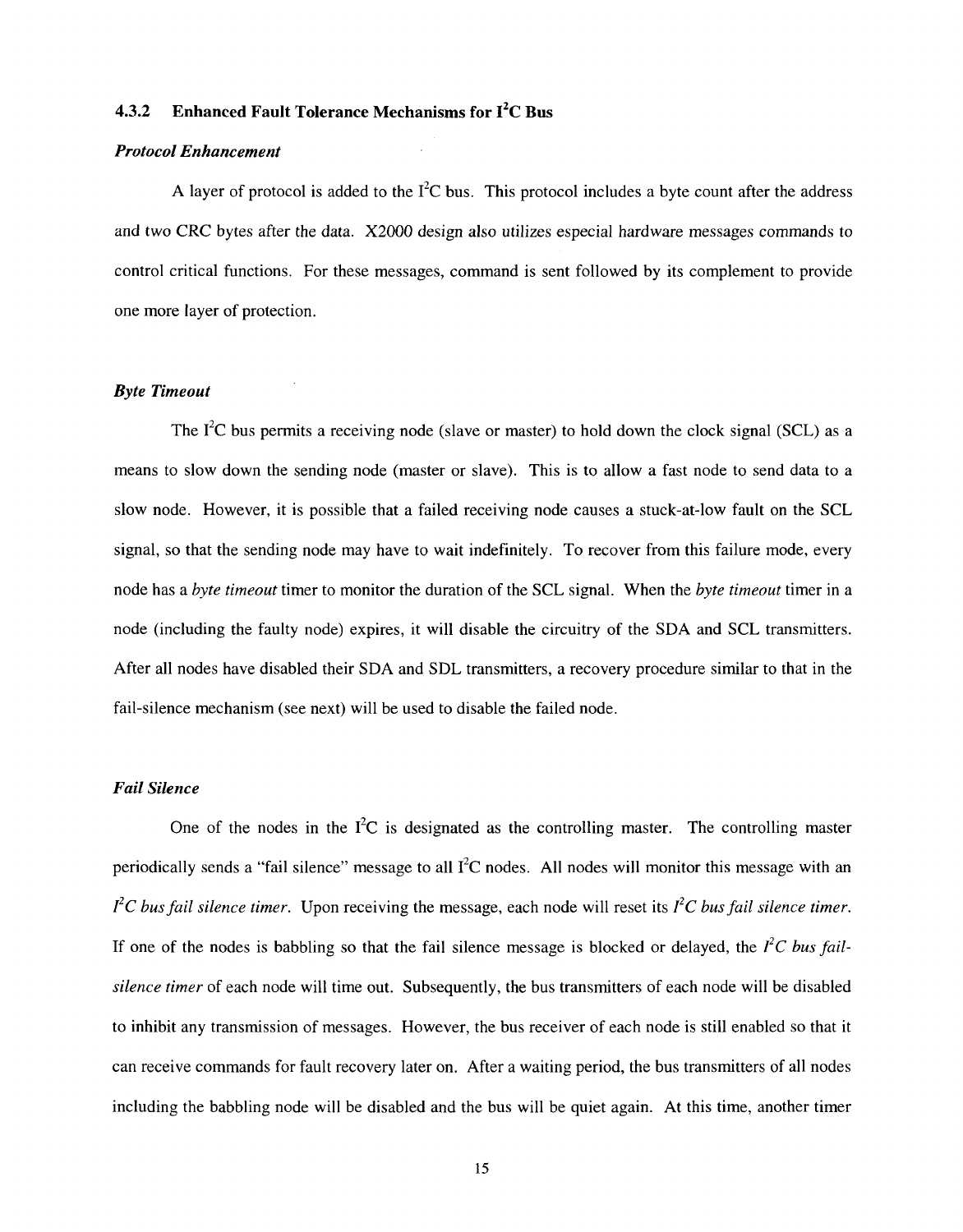### 4.3.2 Enhanced Fault Tolerance Mechanisms for $I^2C$ Bus

***Protocol Enhancement***

A layer of protocol is added to the $I^2C$ bus. This protocol includes a byte count after the address and two CRC bytes after the data. X2000 design also utilizes especial hardware messages commands to control critical functions. For these messages, command is sent followed by its complement to provide one more layer of protection.

***Byte Timeout***

The $I^2C$ bus permits a receiving node (slave or master) to hold down the clock signal (SCL) as a means to slow down the sending node (master or slave). This is to allow a fast node to send data to a slow node. However, it is possible that a failed receiving node causes a stuck-at-low fault on the SCL signal, so that the sending node may have to wait indefinitely. To recover from this failure mode, every node has a *byte timeout* timer to monitor the duration of the SCL signal. When the *byte timeout* timer in a node (including the faulty node) expires, it will disable the circuitry of the SDA and SCL transmitters. After all nodes have disabled their SDA and SDL transmitters, a recovery procedure similar to that in the fail-silence mechanism (see next) will be used to disable the failed node.

***Fail Silence***

One of the nodes in the $I^2C$ is designated as the controlling master. The controlling master periodically sends a "fail silence" message to all $I^2C$ nodes. All nodes will monitor this message with an *$I^2C$ bus fail silence timer*. Upon receiving the message, each node will reset its *$I^2C$ bus fail silence timer*. If one of the nodes is babbling so that the fail silence message is blocked or delayed, the *$I^2C$ bus fail-silence timer* of each node will time out. Subsequently, the bus transmitters of each node will be disabled to inhibit any transmission of messages. However, the bus receiver of each node is still enabled so that it can receive commands for fault recovery later on. After a waiting period, the bus transmitters of all nodes including the babbling node will be disabled and the bus will be quiet again. At this time, another timer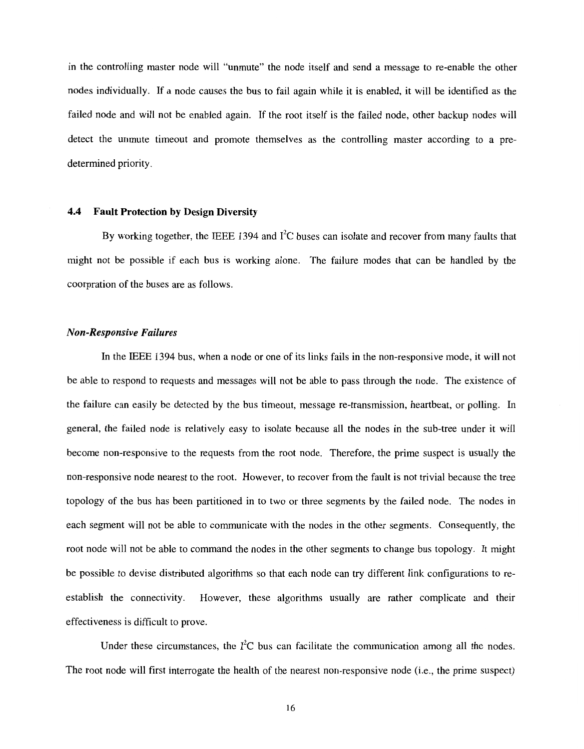in the controlling master node will "unmute" the node itself and send a message to re-enable the other nodes individually. If a node causes the bus to fail again while it is enabled, it will be identified as the failed node and will not be enabled again. If the root itself is the failed node, other backup nodes will detect the unmute timeout and promote themselves as the controlling master according to a pre-determined priority.

### 4.4 Fault Protection by Design Diversity

By working together, the IEEE 1394 and $I^2C$ buses can isolate and recover from many faults that might not be possible if each bus is working alone. The failure modes that can be handled by the coorpration of the buses are as follows.

#### *Non-Responsive Failures*

In the IEEE 1394 bus, when a node or one of its links fails in the non-responsive mode, it will not be able to respond to requests and messages will not be able to pass through the node. The existence of the failure can easily be detected by the bus timeout, message re-transmission, heartbeat, or polling. In general, the failed node is relatively easy to isolate because all the nodes in the sub-tree under it will become non-responsive to the requests from the root node. Therefore, the prime suspect is usually the non-responsive node nearest to the root. However, to recover from the fault is not trivial because the tree topology of the bus has been partitioned in to two or three segments by the failed node. The nodes in each segment will not be able to communicate with the nodes in the other segments. Consequently, the root node will not be able to command the nodes in the other segments to change bus topology. It might be possible to devise distributed algorithms so that each node can try different link configurations to re-establish the connectivity. However, these algorithms usually are rather complicate and their effectiveness is difficult to prove.

Under these circumstances, the $I^2C$ bus can facilitate the communication among all the nodes. The root node will first interrogate the health of the nearest non-responsive node (i.e., the prime suspect)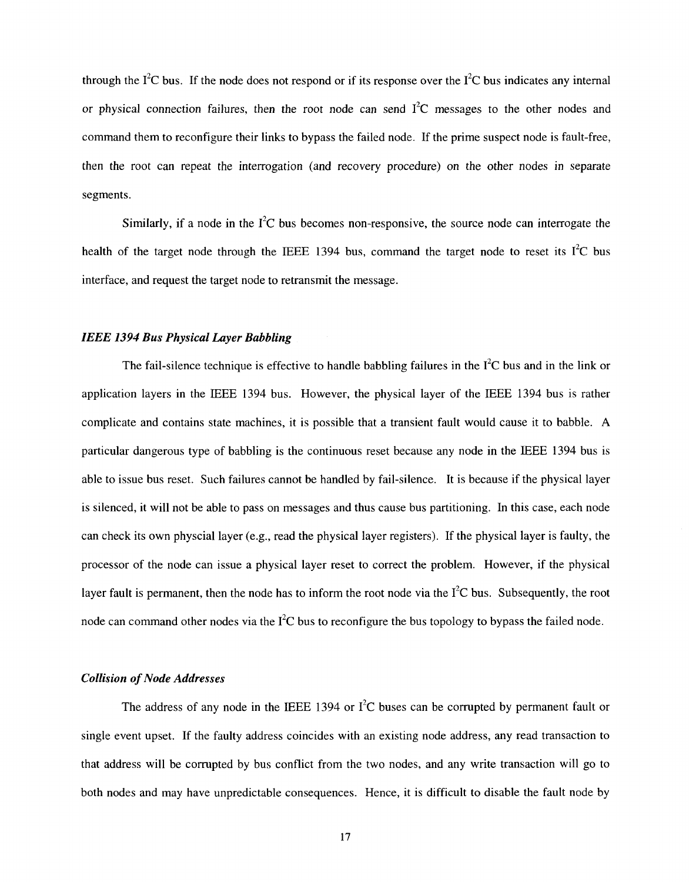through the $I^2C$ bus. If the node does not respond or if its response over the $I^2C$ bus indicates any internal or physical connection failures, then the root node can send $I^2C$ messages to the other nodes and command them to reconfigure their links to bypass the failed node. If the prime suspect node is fault-free, then the root can repeat the interrogation (and recovery procedure) on the other nodes in separate segments.

Similarly, if a node in the $I^2C$ bus becomes non-responsive, the source node can interrogate the health of the target node through the IEEE 1394 bus, command the target node to reset its $I^2C$ bus interface, and request the target node to retransmit the message.

### *IEEE 1394 Bus Physical Layer Babbling*

The fail-silence technique is effective to handle babbling failures in the $I^2C$ bus and in the link or application layers in the IEEE 1394 bus. However, the physical layer of the IEEE 1394 bus is rather complicate and contains state machines, it is possible that a transient fault would cause it to babble. A particular dangerous type of babbling is the continuous reset because any node in the IEEE 1394 bus is able to issue bus reset. Such failures cannot be handled by fail-silence. It is because if the physical layer is silenced, it will not be able to pass on messages and thus cause bus partitioning. In this case, each node can check its own physcial layer (e.g., read the physical layer registers). If the physical layer is faulty, the processor of the node can issue a physical layer reset to correct the problem. However, if the physical layer fault is permanent, then the node has to inform the root node via the $I^2C$ bus. Subsequently, the root node can command other nodes via the $I^2C$ bus to reconfigure the bus topology to bypass the failed node.

### *Collision of Node Addresses*

The address of any node in the IEEE 1394 or $I^2C$ buses can be corrupted by permanent fault or single event upset. If the faulty address coincides with an existing node address, any read transaction to that address will be corrupted by bus conflict from the two nodes, and any write transaction will go to both nodes and may have unpredictable consequences. Hence, it is difficult to disable the fault node by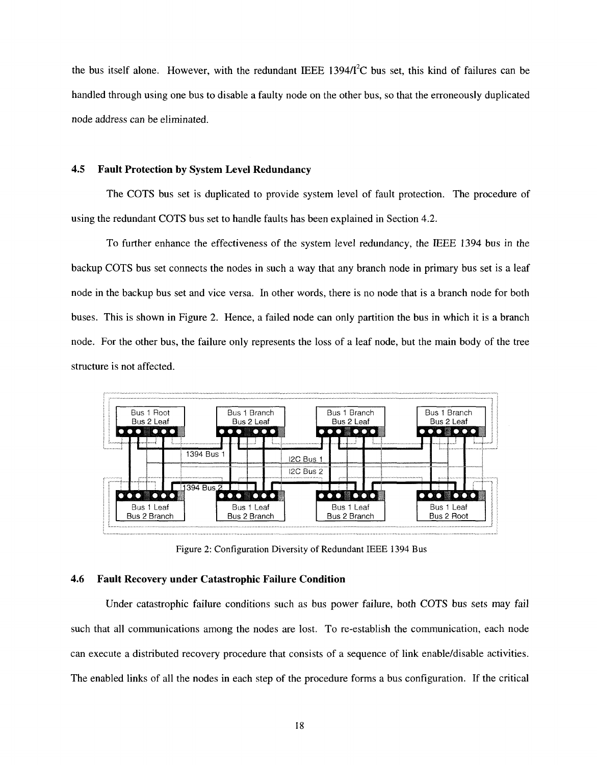the bus itself alone. However, with the redundant IEEE 1394/I$^2$C bus set, this kind of failures can be handled through using one bus to disable a faulty node on the other bus, so that the erroneously duplicated node address can be eliminated.

### 4.5 Fault Protection by System Level Redundancy

The COTS bus set is duplicated to provide system level of fault protection. The procedure of using the redundant COTS bus set to handle faults has been explained in Section 4.2.

To further enhance the effectiveness of the system level redundancy, the IEEE 1394 bus in the backup COTS bus set connects the nodes in such a way that any branch node in primary bus set is a leaf node in the backup bus set and vice versa. In other words, there is no node that is a branch node for both buses. This is shown in Figure 2. Hence, a failed node can only partition the bus in which it is a branch node. For the other bus, the failure only represents the loss of a leaf node, but the main body of the tree structure is not affected.

Figure 2: Configuration Diversity of Redundant IEEE 1394 Bus

### 4.6 Fault Recovery under Catastrophic Failure Condition

Under catastrophic failure conditions such as bus power failure, both COTS bus sets may fail such that all communications among the nodes are lost. To re-establish the communication, each node can execute a distributed recovery procedure that consists of a sequence of link enable/disable activities. The enabled links of all the nodes in each step of the procedure forms a bus configuration. If the critical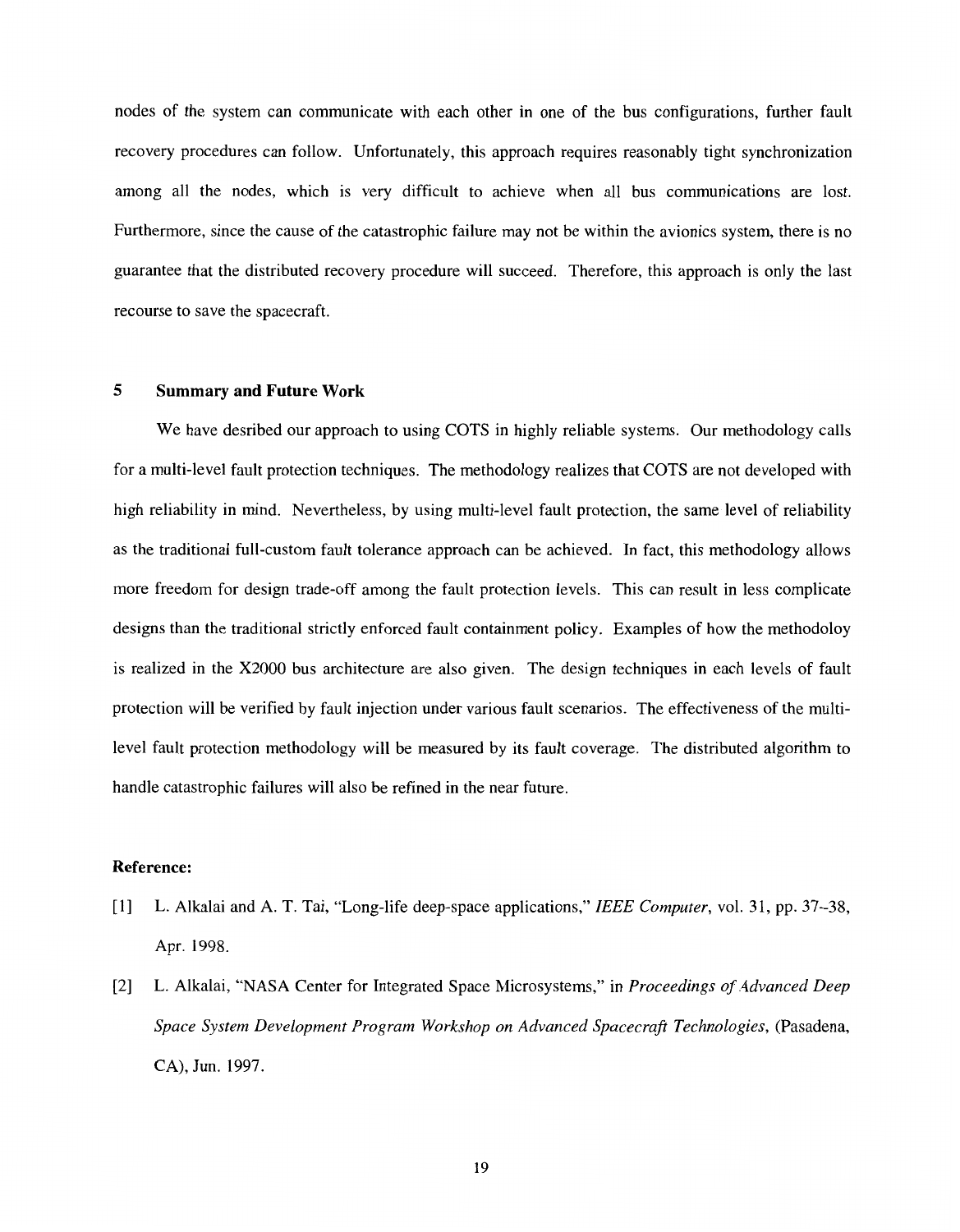nodes of the system can communicate with each other in one of the bus configurations, further fault recovery procedures can follow. Unfortunately, this approach requires reasonably tight synchronization among all the nodes, which is very difficult to achieve when all bus communications are lost. Furthermore, since the cause of the catastrophic failure may not be within the avionics system, there is no guarantee that the distributed recovery procedure will succeed. Therefore, this approach is only the last recourse to save the spacecraft.

## 5 Summary and Future Work

We have desribed our approach to using COTS in highly reliable systems. Our methodology calls for a multi-level fault protection techniques. The methodology realizes that COTS are not developed with high reliability in mind. Nevertheless, by using multi-level fault protection, the same level of reliability as the traditional full-custom fault tolerance approach can be achieved. In fact, this methodology allows more freedom for design trade-off among the fault protection levels. This can result in less complicate designs than the traditional strictly enforced fault containment policy. Examples of how the methodoloy is realized in the X2000 bus architecture are also given. The design techniques in each levels of fault protection will be verified by fault injection under various fault scenarios. The effectiveness of the multi-level fault protection methodology will be measured by its fault coverage. The distributed algorithm to handle catastrophic failures will also be refined in the near future.

### Reference:

[1] L. Alkalai and A. T. Tai, "Long-life deep-space applications," *IEEE Computer*, vol. 31, pp. 37–38, Apr. 1998.

[2] L. Alkalai, "NASA Center for Integrated Space Microsystems," in *Proceedings of Advanced Deep Space System Development Program Workshop on Advanced Spacecraft Technologies*, (Pasadena, CA), Jun. 1997.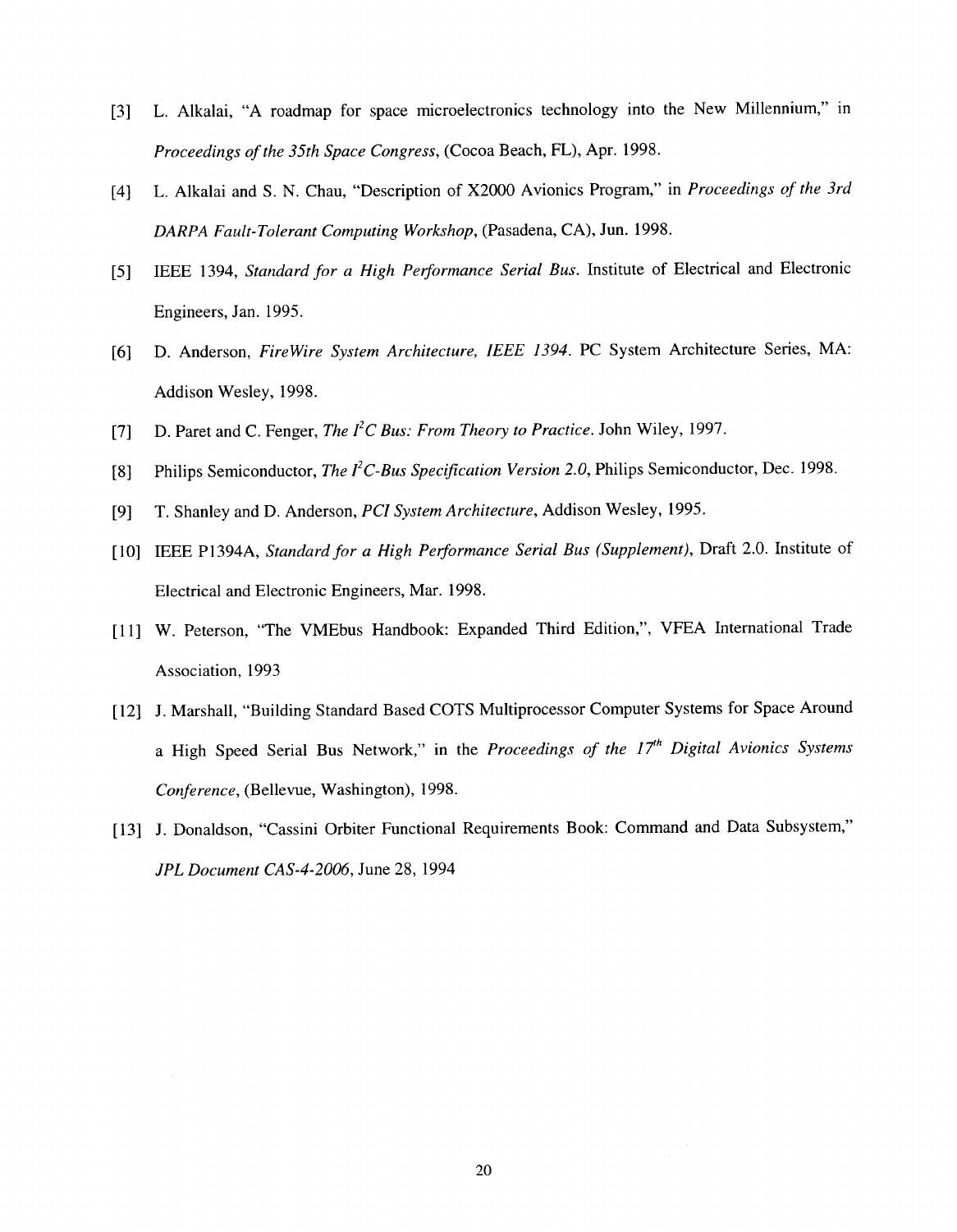[3] L. Alkalai, "A roadmap for space microelectronics technology into the New Millennium," in *Proceedings of the 35th Space Congress*, (Cocoa Beach, FL), Apr. 1998.

[4] L. Alkalai and S. N. Chau, "Description of X2000 Avionics Program," in *Proceedings of the 3rd DARPA Fault-Tolerant Computing Workshop*, (Pasadena, CA), Jun. 1998.

[5] IEEE 1394, *Standard for a High Performance Serial Bus*. Institute of Electrical and Electronic Engineers, Jan. 1995.

[6] D. Anderson, *FireWire System Architecture, IEEE 1394*. PC System Architecture Series, MA: Addison Wesley, 1998.

[7] D. Paret and C. Fenger, *The $I^2C$ Bus: From Theory to Practice*. John Wiley, 1997.

[8] Philips Semiconductor, *The $I^2C$-Bus Specification Version 2.0*, Philips Semiconductor, Dec. 1998.

[9] T. Shanley and D. Anderson, *PCI System Architecture*, Addison Wesley, 1995.

[10] IEEE P1394A, *Standard for a High Performance Serial Bus (Supplement)*, Draft 2.0. Institute of Electrical and Electronic Engineers, Mar. 1998.

[11] W. Peterson, "The VMEbus Handbook: Expanded Third Edition,", VFEA International Trade Association, 1993

[12] J. Marshall, "Building Standard Based COTS Multiprocessor Computer Systems for Space Around a High Speed Serial Bus Network," in the *Proceedings of the 17th Digital Avionics Systems Conference*, (Bellevue, Washington), 1998.

[13] J. Donaldson, "Cassini Orbiter Functional Requirements Book: Command and Data Subsystem," *JPL Document CAS-4-2006*, June 28, 1994